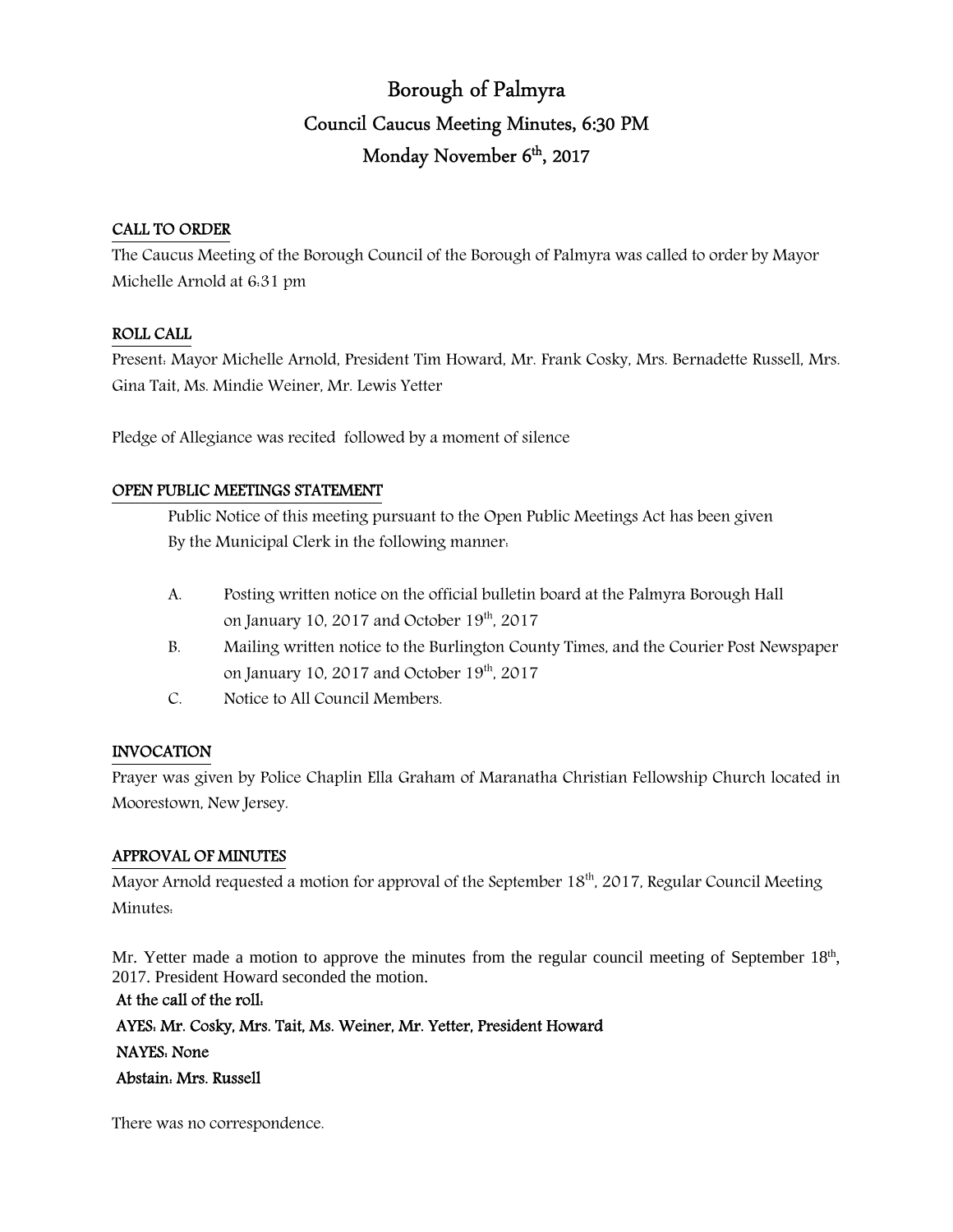# Borough of Palmyra

## Council Caucus Meeting Minutes, 6:30 PM

## Monday November 6th, 2017

**CALL TO ORDER**

The Caucus Meeting of the Borough Council of the Borough of Palmyra was called to order by Mayor Michelle Arnold at 6:31 pm

**ROLL CALL**

Present: Mayor Michelle Arnold, President Tim Howard, Mr. Frank Cosky, Mrs. Bernadette Russell, Mrs. Gina Tait, Ms. Mindie Weiner, Mr. Lewis Yetter

Pledge of Allegiance was recited followed by a moment of silence

**OPEN PUBLIC MEETINGS STATEMENT**

Public Notice of this meeting pursuant to the Open Public Meetings Act has been given By the Municipal Clerk in the following manner:

A. Posting written notice on the official bulletin board at the Palmyra Borough Hall on January 10, 2017 and October 19th, 2017

B. Mailing written notice to the Burlington County Times, and the Courier Post Newspaper on January 10, 2017 and October 19th, 2017

C. Notice to All Council Members.

**INVOCATION**

Prayer was given by Police Chaplin Ella Graham of Maranatha Christian Fellowship Church located in Moorestown, New Jersey.

**APPROVAL OF MINUTES**

Mayor Arnold requested a motion for approval of the September 18th, 2017, Regular Council Meeting Minutes:

Mr. Yetter made a motion to approve the minutes from the regular council meeting of September 18th, 2017. President Howard seconded the motion.

**At the call of the roll:**

**AYES: Mr. Cosky, Mrs. Tait, Ms. Weiner, Mr. Yetter, President Howard**

**NAYES: None**

**Abstain: Mrs. Russell**

There was no correspondence.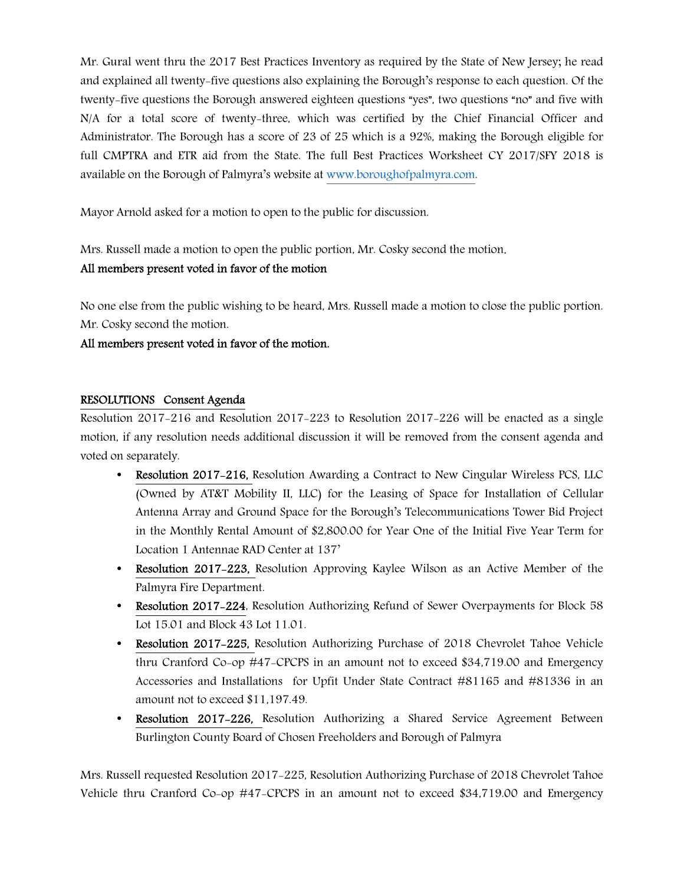Mr. Gural went thru the 2017 Best Practices Inventory as required by the State of New Jersey; he read and explained all twenty-five questions also explaining the Borough's response to each question. Of the twenty-five questions the Borough answered eighteen questions "yes", two questions "no" and five with N/A for a total score of twenty-three, which was certified by the Chief Financial Officer and Administrator. The Borough has a score of 23 of 25 which is a 92%, making the Borough eligible for full CMPTRA and ETR aid from the State. The full Best Practices Worksheet CY 2017/SFY 2018 is available on the Borough of Palmyra's website at www.boroughofpalmyra.com.

Mayor Arnold asked for a motion to open to the public for discussion.

Mrs. Russell made a motion to open the public portion, Mr. Cosky second the motion.

**All members present voted in favor of the motion**

No one else from the public wishing to be heard, Mrs. Russell made a motion to close the public portion. Mr. Cosky second the motion.

**All members present voted in favor of the motion.**

**RESOLUTIONS Consent Agenda**

Resolution 2017-216 and Resolution 2017-223 to Resolution 2017-226 will be enacted as a single motion, if any resolution needs additional discussion it will be removed from the consent agenda and voted on separately.

- **Resolution 2017-216,** Resolution Awarding a Contract to New Cingular Wireless PCS, LLC (Owned by AT&T Mobility II, LLC) for the Leasing of Space for Installation of Cellular Antenna Array and Ground Space for the Borough's Telecommunications Tower Bid Project in the Monthly Rental Amount of $2,800.00 for Year One of the Initial Five Year Term for Location 1 Antennae RAD Center at 137'
- **Resolution 2017-223,** Resolution Approving Kaylee Wilson as an Active Member of the Palmyra Fire Department.
- **Resolution 2017-224**, Resolution Authorizing Refund of Sewer Overpayments for Block 58 Lot 15.01 and Block 43 Lot 11.01.
- **Resolution 2017-225,** Resolution Authorizing Purchase of 2018 Chevrolet Tahoe Vehicle thru Cranford Co-op #47-CPCPS in an amount not to exceed $34,719.00 and Emergency Accessories and Installations for Upfit Under State Contract #81165 and #81336 in an amount not to exceed $11,197.49.
- **Resolution 2017-226,** Resolution Authorizing a Shared Service Agreement Between Burlington County Board of Chosen Freeholders and Borough of Palmyra

Mrs. Russell requested Resolution 2017-225, Resolution Authorizing Purchase of 2018 Chevrolet Tahoe Vehicle thru Cranford Co-op #47-CPCPS in an amount not to exceed $34,719.00 and Emergency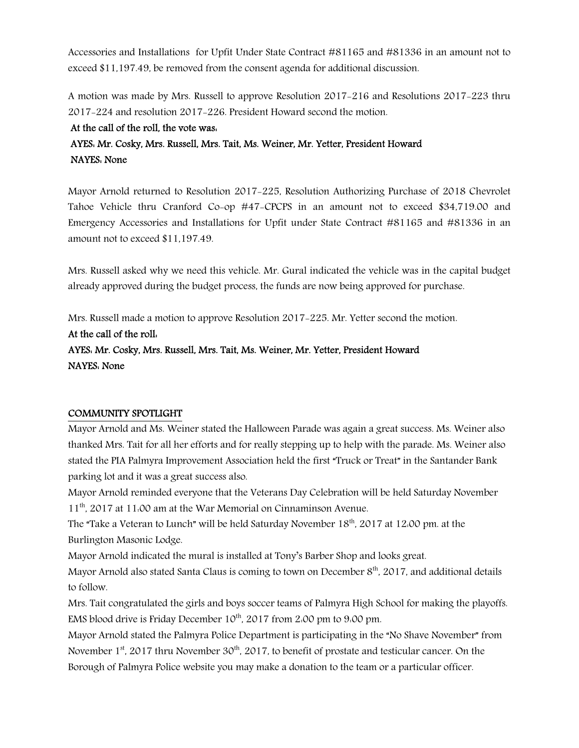Accessories and Installations for Upfit Under State Contract #81165 and #81336 in an amount not to exceed $11,197.49, be removed from the consent agenda for additional discussion.

A motion was made by Mrs. Russell to approve Resolution 2017-216 and Resolutions 2017-223 thru 2017-224 and resolution 2017-226. President Howard second the motion.

**At the call of the roll, the vote was:**

**AYES: Mr. Cosky, Mrs. Russell, Mrs. Tait, Ms. Weiner, Mr. Yetter, President Howard**

**NAYES: None**

Mayor Arnold returned to Resolution 2017-225, Resolution Authorizing Purchase of 2018 Chevrolet Tahoe Vehicle thru Cranford Co-op #47-CPCPS in an amount not to exceed $34,719.00 and Emergency Accessories and Installations for Upfit under State Contract #81165 and #81336 in an amount not to exceed $11,197.49.

Mrs. Russell asked why we need this vehicle. Mr. Gural indicated the vehicle was in the capital budget already approved during the budget process, the funds are now being approved for purchase.

Mrs. Russell made a motion to approve Resolution 2017-225. Mr. Yetter second the motion.

**At the call of the roll:**

**AYES: Mr. Cosky, Mrs. Russell, Mrs. Tait, Ms. Weiner, Mr. Yetter, President Howard**

**NAYES: None**

**COMMUNITY SPOTLIGHT**

Mayor Arnold and Ms. Weiner stated the Halloween Parade was again a great success. Ms. Weiner also thanked Mrs. Tait for all her efforts and for really stepping up to help with the parade. Ms. Weiner also stated the PIA Palmyra Improvement Association held the first "Truck or Treat" in the Santander Bank parking lot and it was a great success also.

Mayor Arnold reminded everyone that the Veterans Day Celebration will be held Saturday November 11th, 2017 at 11:00 am at the War Memorial on Cinnaminson Avenue.

The "Take a Veteran to Lunch" will be held Saturday November 18th, 2017 at 12:00 pm. at the Burlington Masonic Lodge.

Mayor Arnold indicated the mural is installed at Tony's Barber Shop and looks great.

Mayor Arnold also stated Santa Claus is coming to town on December 8th, 2017, and additional details to follow.

Mrs. Tait congratulated the girls and boys soccer teams of Palmyra High School for making the playoffs. EMS blood drive is Friday December 10th, 2017 from 2:00 pm to 9:00 pm.

Mayor Arnold stated the Palmyra Police Department is participating in the "No Shave November" from November 1st, 2017 thru November 30th, 2017, to benefit of prostate and testicular cancer. On the Borough of Palmyra Police website you may make a donation to the team or a particular officer.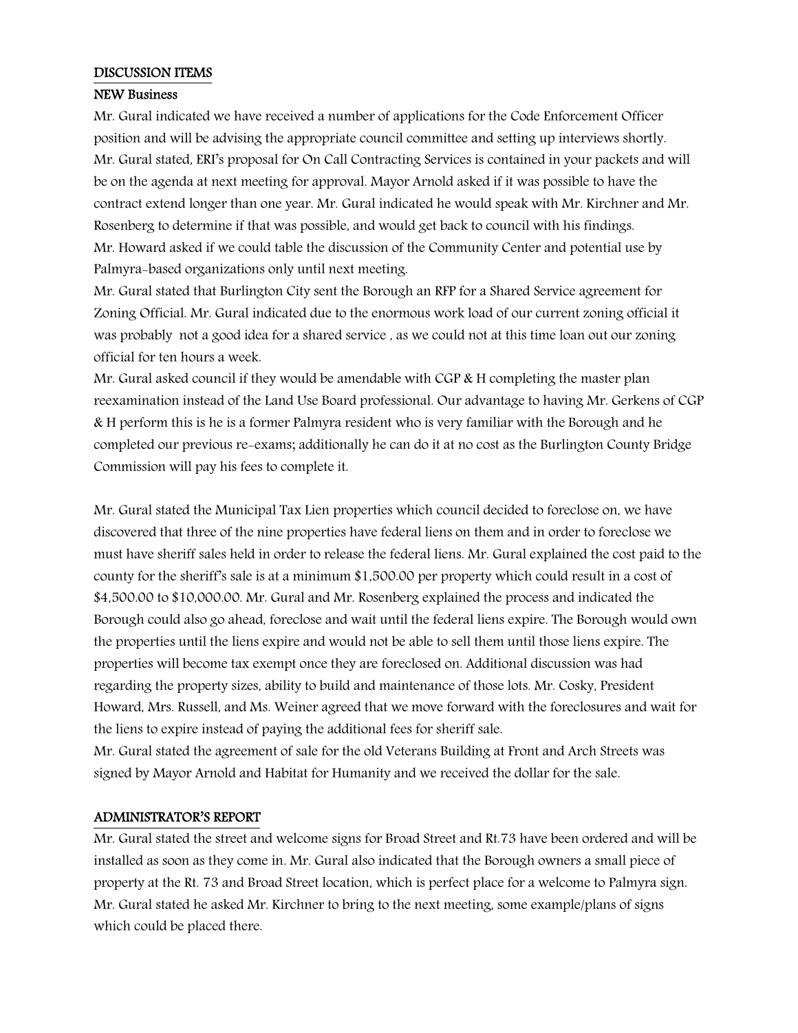## DISCUSSION ITEMS

### NEW Business

Mr. Gural indicated we have received a number of applications for the Code Enforcement Officer position and will be advising the appropriate council committee and setting up interviews shortly. Mr. Gural stated, ERI's proposal for On Call Contracting Services is contained in your packets and will be on the agenda at next meeting for approval. Mayor Arnold asked if it was possible to have the contract extend longer than one year. Mr. Gural indicated he would speak with Mr. Kirchner and Mr. Rosenberg to determine if that was possible, and would get back to council with his findings. Mr. Howard asked if we could table the discussion of the Community Center and potential use by Palmyra-based organizations only until next meeting.

Mr. Gural stated that Burlington City sent the Borough an RFP for a Shared Service agreement for Zoning Official. Mr. Gural indicated due to the enormous work load of our current zoning official it was probably not a good idea for a shared service , as we could not at this time loan out our zoning official for ten hours a week.

Mr. Gural asked council if they would be amendable with CGP & H completing the master plan reexamination instead of the Land Use Board professional. Our advantage to having Mr. Gerkens of CGP & H perform this is he is a former Palmyra resident who is very familiar with the Borough and he completed our previous re-exams; additionally he can do it at no cost as the Burlington County Bridge Commission will pay his fees to complete it.

Mr. Gural stated the Municipal Tax Lien properties which council decided to foreclose on, we have discovered that three of the nine properties have federal liens on them and in order to foreclose we must have sheriff sales held in order to release the federal liens. Mr. Gural explained the cost paid to the county for the sheriff's sale is at a minimum $1,500.00 per property which could result in a cost of $4,500.00 to $10,000.00. Mr. Gural and Mr. Rosenberg explained the process and indicated the Borough could also go ahead, foreclose and wait until the federal liens expire. The Borough would own the properties until the liens expire and would not be able to sell them until those liens expire. The properties will become tax exempt once they are foreclosed on. Additional discussion was had regarding the property sizes, ability to build and maintenance of those lots. Mr. Cosky, President Howard, Mrs. Russell, and Ms. Weiner agreed that we move forward with the foreclosures and wait for the liens to expire instead of paying the additional fees for sheriff sale.

Mr. Gural stated the agreement of sale for the old Veterans Building at Front and Arch Streets was signed by Mayor Arnold and Habitat for Humanity and we received the dollar for the sale.

## ADMINISTRATOR'S REPORT

Mr. Gural stated the street and welcome signs for Broad Street and Rt.73 have been ordered and will be installed as soon as they come in. Mr. Gural also indicated that the Borough owners a small piece of property at the Rt. 73 and Broad Street location, which is perfect place for a welcome to Palmyra sign. Mr. Gural stated he asked Mr. Kirchner to bring to the next meeting, some example/plans of signs which could be placed there.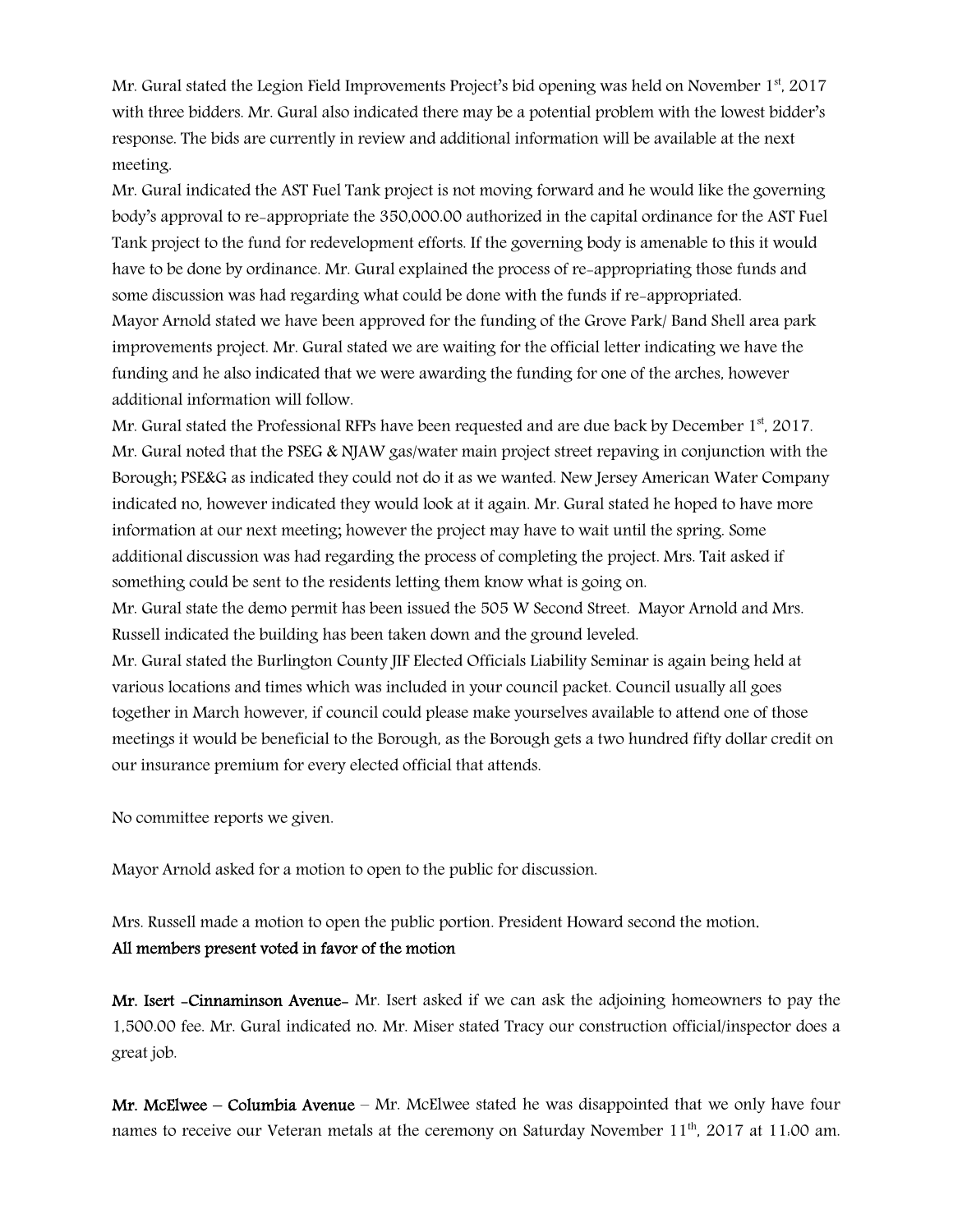Mr. Gural stated the Legion Field Improvements Project's bid opening was held on November 1st, 2017 with three bidders. Mr. Gural also indicated there may be a potential problem with the lowest bidder's response. The bids are currently in review and additional information will be available at the next meeting.

Mr. Gural indicated the AST Fuel Tank project is not moving forward and he would like the governing body's approval to re-appropriate the 350,000.00 authorized in the capital ordinance for the AST Fuel Tank project to the fund for redevelopment efforts. If the governing body is amenable to this it would have to be done by ordinance. Mr. Gural explained the process of re-appropriating those funds and some discussion was had regarding what could be done with the funds if re-appropriated.

Mayor Arnold stated we have been approved for the funding of the Grove Park/ Band Shell area park improvements project. Mr. Gural stated we are waiting for the official letter indicating we have the funding and he also indicated that we were awarding the funding for one of the arches, however additional information will follow.

Mr. Gural stated the Professional RFPs have been requested and are due back by December 1st, 2017.

Mr. Gural noted that the PSEG & NJAW gas/water main project street repaving in conjunction with the Borough; PSE&G as indicated they could not do it as we wanted. New Jersey American Water Company indicated no, however indicated they would look at it again. Mr. Gural stated he hoped to have more information at our next meeting; however the project may have to wait until the spring. Some additional discussion was had regarding the process of completing the project. Mrs. Tait asked if something could be sent to the residents letting them know what is going on.

Mr. Gural state the demo permit has been issued the 505 W Second Street. Mayor Arnold and Mrs. Russell indicated the building has been taken down and the ground leveled.

Mr. Gural stated the Burlington County JIF Elected Officials Liability Seminar is again being held at various locations and times which was included in your council packet. Council usually all goes together in March however, if council could please make yourselves available to attend one of those meetings it would be beneficial to the Borough, as the Borough gets a two hundred fifty dollar credit on our insurance premium for every elected official that attends.

No committee reports we given.

Mayor Arnold asked for a motion to open to the public for discussion.

Mrs. Russell made a motion to open the public portion. President Howard second the motion.
**All members present voted in favor of the motion**

**Mr. Isert -Cinnaminson Avenue-** Mr. Isert asked if we can ask the adjoining homeowners to pay the 1,500.00 fee. Mr. Gural indicated no. Mr. Miser stated Tracy our construction official/inspector does a great job.

**Mr. McElwee – Columbia Avenue** – Mr. McElwee stated he was disappointed that we only have four names to receive our Veteran metals at the ceremony on Saturday November 11th, 2017 at 11:00 am.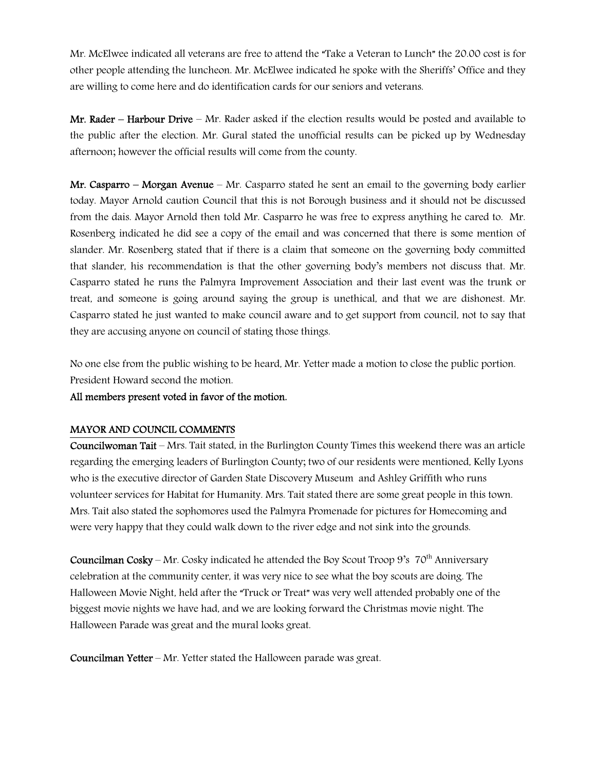Mr. McElwee indicated all veterans are free to attend the "Take a Veteran to Lunch" the 20.00 cost is for other people attending the luncheon. Mr. McElwee indicated he spoke with the Sheriffs' Office and they are willing to come here and do identification cards for our seniors and veterans.

**Mr. Rader – Harbour Drive** – Mr. Rader asked if the election results would be posted and available to the public after the election. Mr. Gural stated the unofficial results can be picked up by Wednesday afternoon; however the official results will come from the county.

**Mr. Casparro – Morgan Avenue** – Mr. Casparro stated he sent an email to the governing body earlier today. Mayor Arnold caution Council that this is not Borough business and it should not be discussed from the dais. Mayor Arnold then told Mr. Casparro he was free to express anything he cared to. Mr. Rosenberg indicated he did see a copy of the email and was concerned that there is some mention of slander. Mr. Rosenberg stated that if there is a claim that someone on the governing body committed that slander, his recommendation is that the other governing body's members not discuss that. Mr. Casparro stated he runs the Palmyra Improvement Association and their last event was the trunk or treat, and someone is going around saying the group is unethical, and that we are dishonest. Mr. Casparro stated he just wanted to make council aware and to get support from council, not to say that they are accusing anyone on council of stating those things.

No one else from the public wishing to be heard, Mr. Yetter made a motion to close the public portion. President Howard second the motion.

**All members present voted in favor of the motion.**

## MAYOR AND COUNCIL COMMENTS

**Councilwoman Tait** – Mrs. Tait stated, in the Burlington County Times this weekend there was an article regarding the emerging leaders of Burlington County; two of our residents were mentioned, Kelly Lyons who is the executive director of Garden State Discovery Museum and Ashley Griffith who runs volunteer services for Habitat for Humanity. Mrs. Tait stated there are some great people in this town. Mrs. Tait also stated the sophomores used the Palmyra Promenade for pictures for Homecoming and were very happy that they could walk down to the river edge and not sink into the grounds.

**Councilman Cosky** – Mr. Cosky indicated he attended the Boy Scout Troop 9's 70th Anniversary celebration at the community center, it was very nice to see what the boy scouts are doing. The Halloween Movie Night, held after the "Truck or Treat" was very well attended probably one of the biggest movie nights we have had, and we are looking forward the Christmas movie night. The Halloween Parade was great and the mural looks great.

**Councilman Yetter** – Mr. Yetter stated the Halloween parade was great.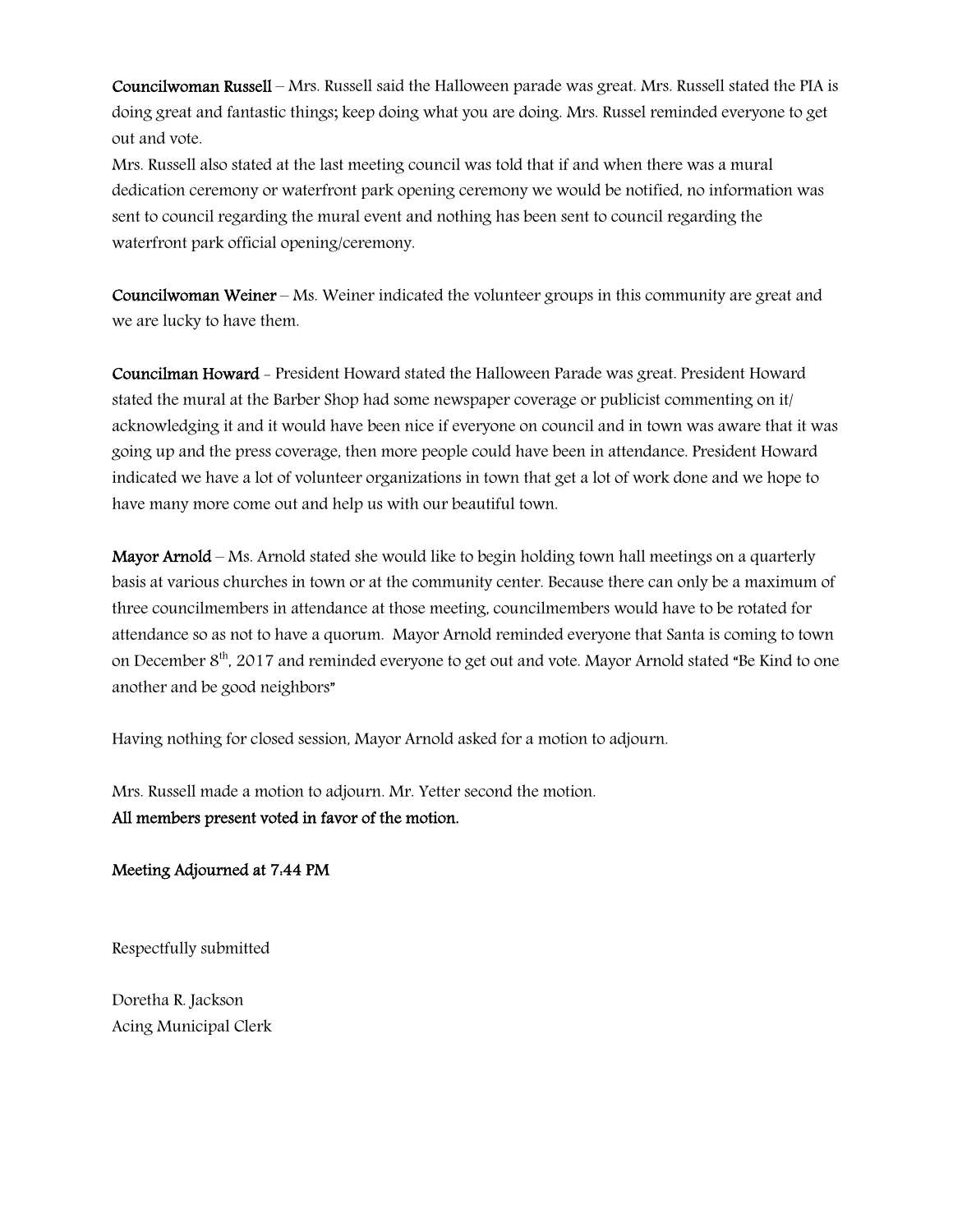**Councilwoman Russell** – Mrs. Russell said the Halloween parade was great. Mrs. Russell stated the PIA is doing great and fantastic things; keep doing what you are doing. Mrs. Russel reminded everyone to get out and vote.
Mrs. Russell also stated at the last meeting council was told that if and when there was a mural dedication ceremony or waterfront park opening ceremony we would be notified, no information was sent to council regarding the mural event and nothing has been sent to council regarding the waterfront park official opening/ceremony.

**Councilwoman Weiner** – Ms. Weiner indicated the volunteer groups in this community are great and we are lucky to have them.

**Councilman Howard** - President Howard stated the Halloween Parade was great. President Howard stated the mural at the Barber Shop had some newspaper coverage or publicist commenting on it/ acknowledging it and it would have been nice if everyone on council and in town was aware that it was going up and the press coverage, then more people could have been in attendance. President Howard indicated we have a lot of volunteer organizations in town that get a lot of work done and we hope to have many more come out and help us with our beautiful town.

**Mayor Arnold** – Ms. Arnold stated she would like to begin holding town hall meetings on a quarterly basis at various churches in town or at the community center. Because there can only be a maximum of three councilmembers in attendance at those meeting, councilmembers would have to be rotated for attendance so as not to have a quorum. Mayor Arnold reminded everyone that Santa is coming to town on December 8th, 2017 and reminded everyone to get out and vote. Mayor Arnold stated "Be Kind to one another and be good neighbors"

Having nothing for closed session, Mayor Arnold asked for a motion to adjourn.

Mrs. Russell made a motion to adjourn. Mr. Yetter second the motion.
**All members present voted in favor of the motion.**

**Meeting Adjourned at 7:44 PM**

Respectfully submitted

Doretha R. Jackson
Acing Municipal Clerk